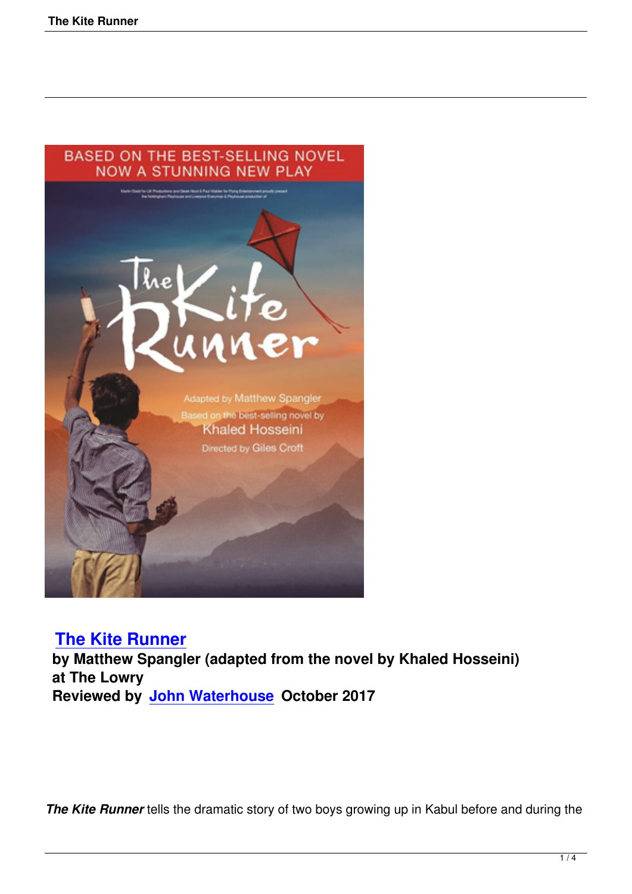## [The Kite Runner]

**by Matthew Spangler (adapted from the novel by Khaled Hosseini)**
**at The Lowry**
**Reviewed by [John Waterhouse] October 2017**

***The Kite Runner*** tells the dramatic story of two boys growing up in Kabul before and during the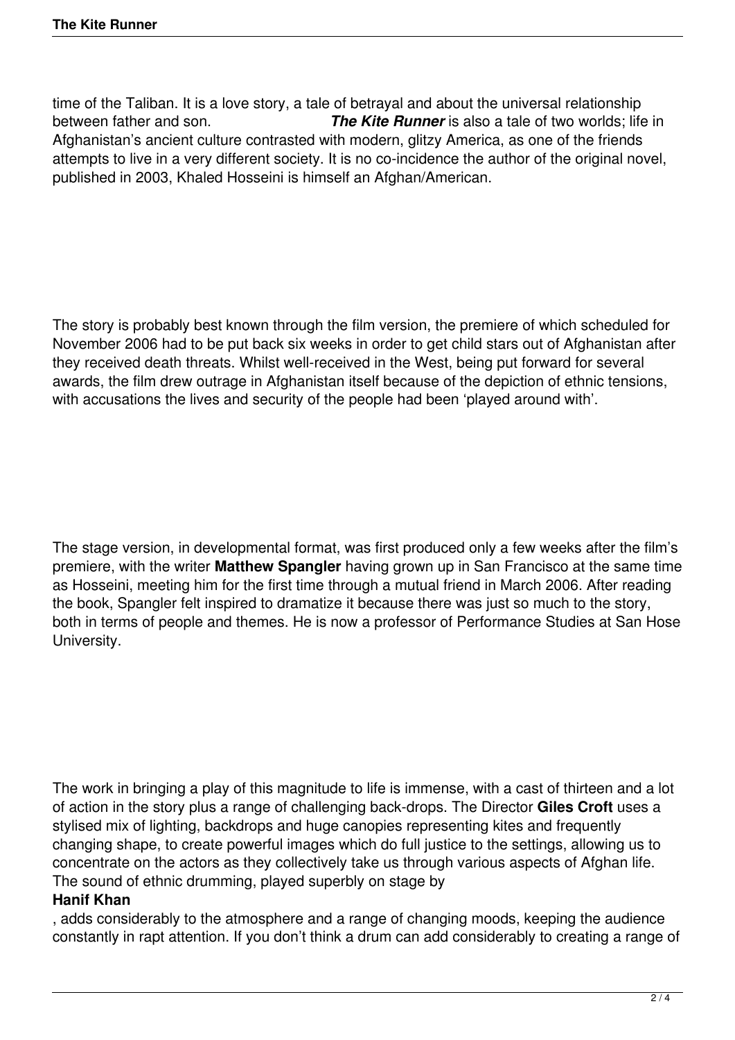time of the Taliban. It is a love story, a tale of betrayal and about the universal relationship between father and son. ***The Kite Runner*** is also a tale of two worlds; life in Afghanistan's ancient culture contrasted with modern, glitzy America, as one of the friends attempts to live in a very different society. It is no co-incidence the author of the original novel, published in 2003, Khaled Hosseini is himself an Afghan/American.

The story is probably best known through the film version, the premiere of which scheduled for November 2006 had to be put back six weeks in order to get child stars out of Afghanistan after they received death threats. Whilst well-received in the West, being put forward for several awards, the film drew outrage in Afghanistan itself because of the depiction of ethnic tensions, with accusations the lives and security of the people had been 'played around with'.

The stage version, in developmental format, was first produced only a few weeks after the film's premiere, with the writer **Matthew Spangler** having grown up in San Francisco at the same time as Hosseini, meeting him for the first time through a mutual friend in March 2006. After reading the book, Spangler felt inspired to dramatize it because there was just so much to the story, both in terms of people and themes. He is now a professor of Performance Studies at San Hose University.

The work in bringing a play of this magnitude to life is immense, with a cast of thirteen and a lot of action in the story plus a range of challenging back-drops. The Director **Giles Croft** uses a stylised mix of lighting, backdrops and huge canopies representing kites and frequently changing shape, to create powerful images which do full justice to the settings, allowing us to concentrate on the actors as they collectively take us through various aspects of Afghan life. The sound of ethnic drumming, played superbly on stage by **Hanif Khan**, adds considerably to the atmosphere and a range of changing moods, keeping the audience constantly in rapt attention. If you don't think a drum can add considerably to creating a range of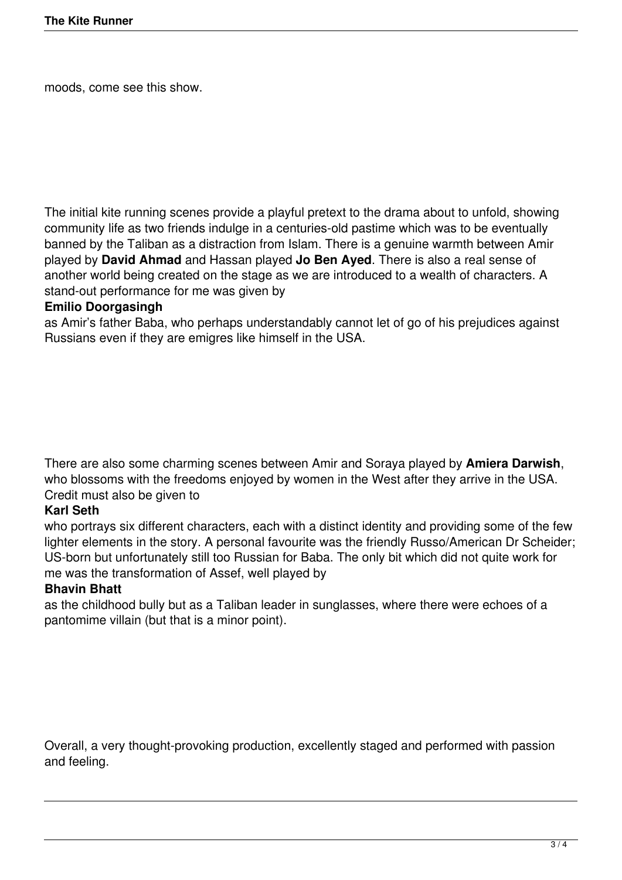moods, come see this show.

The initial kite running scenes provide a playful pretext to the drama about to unfold, showing community life as two friends indulge in a centuries-old pastime which was to be eventually banned by the Taliban as a distraction from Islam. There is a genuine warmth between Amir played by **David Ahmad** and Hassan played **Jo Ben Ayed**. There is also a real sense of another world being created on the stage as we are introduced to a wealth of characters. A stand-out performance for me was given by **Emilio Doorgasingh** as Amir's father Baba, who perhaps understandably cannot let of go of his prejudices against Russians even if they are emigres like himself in the USA.

There are also some charming scenes between Amir and Soraya played by **Amiera Darwish**, who blossoms with the freedoms enjoyed by women in the West after they arrive in the USA. Credit must also be given to **Karl Seth** who portrays six different characters, each with a distinct identity and providing some of the few lighter elements in the story. A personal favourite was the friendly Russo/American Dr Scheider; US-born but unfortunately still too Russian for Baba. The only bit which did not quite work for me was the transformation of Assef, well played by **Bhavin Bhatt** as the childhood bully but as a Taliban leader in sunglasses, where there were echoes of a pantomime villain (but that is a minor point).

Overall, a very thought-provoking production, excellently staged and performed with passion and feeling.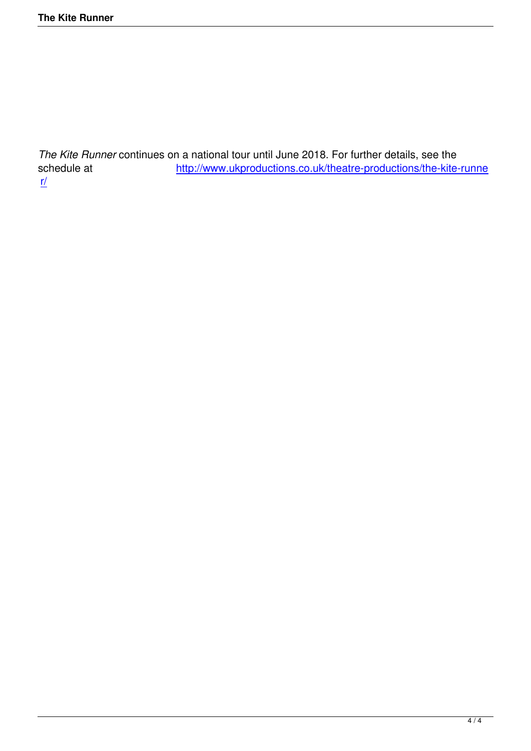*The Kite Runner* continues on a national tour until June 2018. For further details, see the schedule at http://www.ukproductions.co.uk/theatre-productions/the-kite-runner/